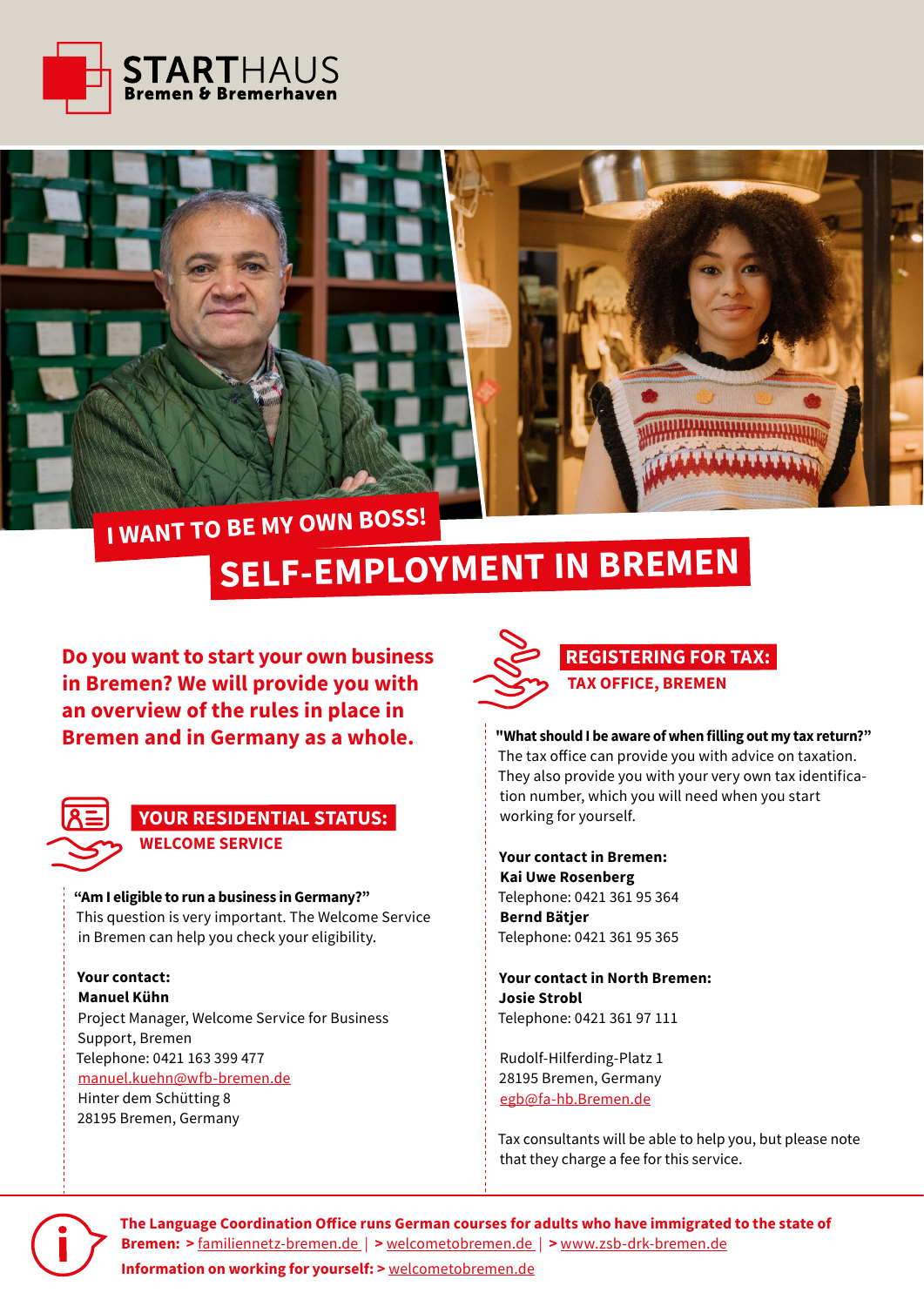STARTHAUS Bremen & Bremerhaven

# I WANT TO BE MY OWN BOSS!

# SELF-EMPLOYMENT IN BREMEN

**Do you want to start your own business in Bremen? We will provide you with an overview of the rules in place in Bremen and in Germany as a whole.**

## YOUR RESIDENTIAL STATUS:

### WELCOME SERVICE

**"Am I eligible to run a business in Germany?"**
This question is very important. The Welcome Service in Bremen can help you check your eligibility.

**Your contact:**
**Manuel Kühn**
Project Manager, Welcome Service for Business Support, Bremen
Telephone: 0421 163 399 477
manuel.kuehn@wfb-bremen.de
Hinter dem Schütting 8
28195 Bremen, Germany

## REGISTERING FOR TAX:

### TAX OFFICE, BREMEN

**"What should I be aware of when filling out my tax return?"**
The tax office can provide you with advice on taxation. They also provide you with your very own tax identification number, which you will need when you start working for yourself.

**Your contact in Bremen:**
**Kai Uwe Rosenberg**
Telephone: 0421 361 95 364
**Bernd Bätjer**
Telephone: 0421 361 95 365

**Your contact in North Bremen:**
**Josie Strobl**
Telephone: 0421 361 97 111

Rudolf-Hilferding-Platz 1
28195 Bremen, Germany
egb@fa-hb.Bremen.de

Tax consultants will be able to help you, but please note that they charge a fee for this service.

**The Language Coordination Office runs German courses for adults who have immigrated to the state of Bremen:** > familiennetz-bremen.de | > welcometobremen.de | > www.zsb-drk-bremen.de

**Information on working for yourself:** > welcometobremen.de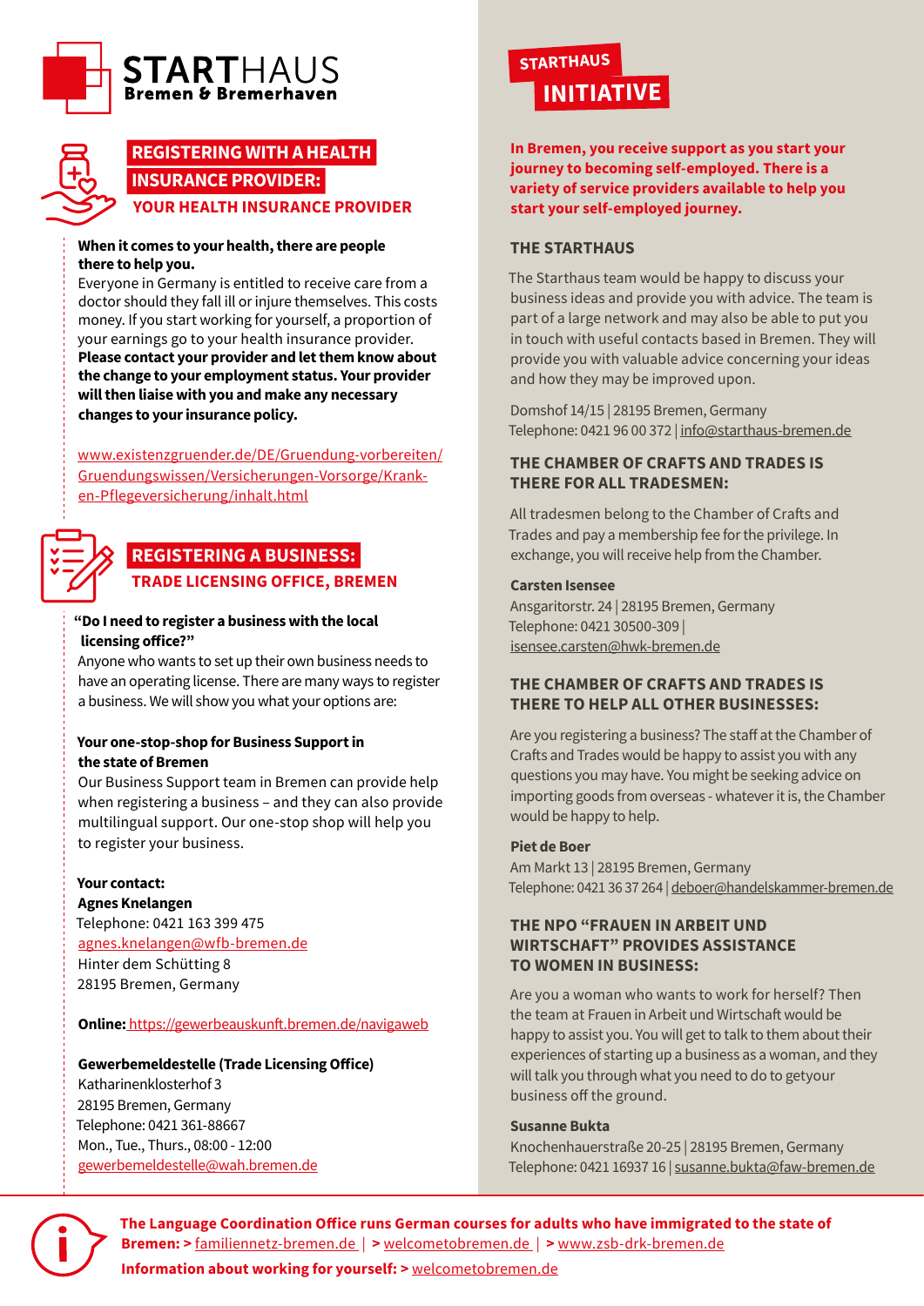# STARTHAUS
**Bremen & Bremerhaven**

## REGISTERING WITH A HEALTH INSURANCE PROVIDER:
### YOUR HEALTH INSURANCE PROVIDER

**When it comes to your health, there are people there to help you.**
Everyone in Germany is entitled to receive care from a doctor should they fall ill or injure themselves. This costs money. If you start working for yourself, a proportion of your earnings go to your health insurance provider. **Please contact your provider and let them know about the change to your employment status. Your provider will then liaise with you and make any necessary changes to your insurance policy.**

www.existenzgruender.de/DE/Gruendung-vorbereiten/Gruendungswissen/Versicherungen-Vorsorge/Kranken-Pflegeversicherung/inhalt.html

## REGISTERING A BUSINESS:
### TRADE LICENSING OFFICE, BREMEN

**"Do I need to register a business with the local licensing office?"**
Anyone who wants to set up their own business needs to have an operating license. There are many ways to register a business. We will show you what your options are:

**Your one-stop-shop for Business Support in the state of Bremen**
Our Business Support team in Bremen can provide help when registering a business – and they can also provide multilingual support. Our one-stop shop will help you to register your business.

**Your contact:**
**Agnes Knelangen**
Telephone: 0421 163 399 475
agnes.knelangen@wfb-bremen.de
Hinter dem Schütting 8
28195 Bremen, Germany

**Online:** https://gewerbeauskunft.bremen.de/navigaweb

**Gewerbemeldestelle (Trade Licensing Office)**
Katharinenklosterhof 3
28195 Bremen, Germany
Telephone: 0421 361-88667
Mon., Tue., Thurs., 08:00 - 12:00
gewerbemeldestelle@wah.bremen.de

# STARTHAUS INITIATIVE

**In Bremen, you receive support as you start your journey to becoming self-employed. There is a variety of service providers available to help you start your self-employed journey.**

### THE STARTHAUS

The Starthaus team would be happy to discuss your business ideas and provide you with advice. The team is part of a large network and may also be able to put you in touch with useful contacts based in Bremen. They will provide you with valuable advice concerning your ideas and how they may be improved upon.

Domshof 14/15 | 28195 Bremen, Germany
Telephone: 0421 96 00 372 | info@starthaus-bremen.de

### THE CHAMBER OF CRAFTS AND TRADES IS THERE FOR ALL TRADESMEN:

All tradesmen belong to the Chamber of Crafts and Trades and pay a membership fee for the privilege. In exchange, you will receive help from the Chamber.

**Carsten Isensee**
Ansgaritorstr. 24 | 28195 Bremen, Germany
Telephone: 0421 30500-309 |
isensee.carsten@hwk-bremen.de

### THE CHAMBER OF CRAFTS AND TRADES IS THERE TO HELP ALL OTHER BUSINESSES:

Are you registering a business? The staff at the Chamber of Crafts and Trades would be happy to assist you with any questions you may have. You might be seeking advice on importing goods from overseas - whatever it is, the Chamber would be happy to help.

**Piet de Boer**
Am Markt 13 | 28195 Bremen, Germany
Telephone: 0421 36 37 264 | deboer@handelskammer-bremen.de

### THE NPO "FRAUEN IN ARBEIT UND WIRTSCHAFT" PROVIDES ASSISTANCE TO WOMEN IN BUSINESS:

Are you a woman who wants to work for herself? Then the team at Frauen in Arbeit und Wirtschaft would be happy to assist you. You will get to talk to them about their experiences of starting up a business as a woman, and they will talk you through what you need to do to getyour business off the ground.

**Susanne Bukta**
Knochenhauerstraße 20-25 | 28195 Bremen, Germany
Telephone: 0421 16937 16 | susanne.bukta@faw-bremen.de

**The Language Coordination Office runs German courses for adults who have immigrated to the state of Bremen: >** familiennetz-bremen.de | **>** welcometobremen.de | **>** www.zsb-drk-bremen.de

**Information about working for yourself: >** welcometobremen.de